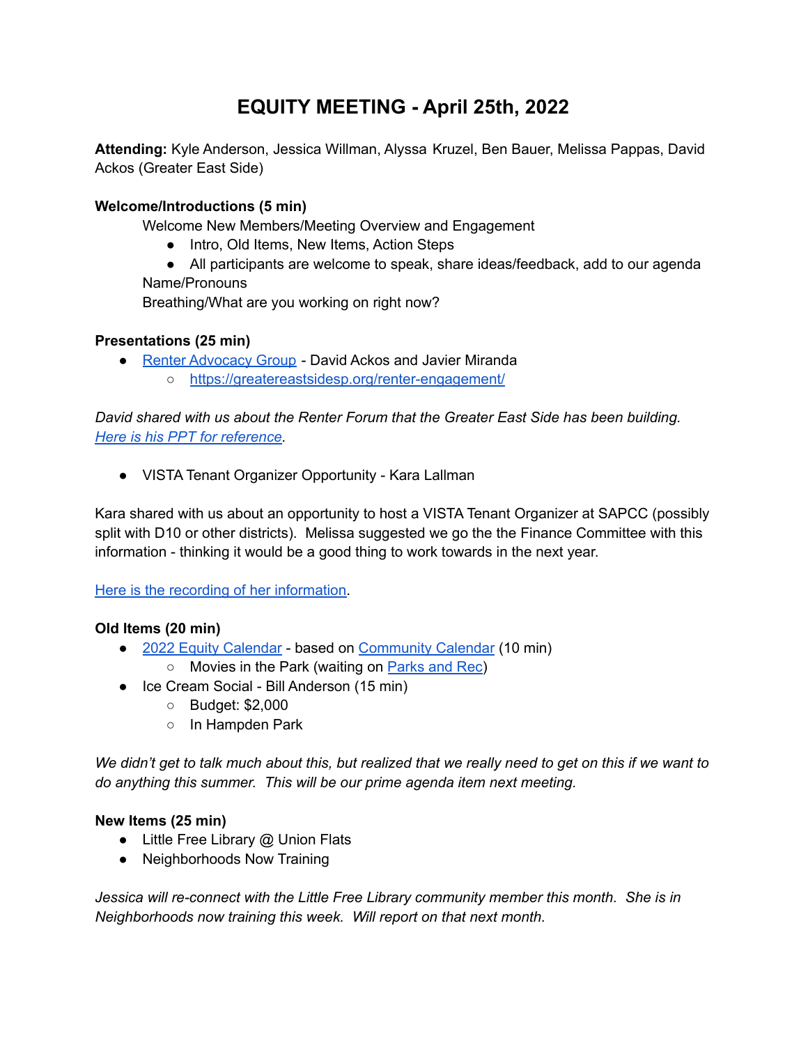# EQUITY MEETING - April 25th, 2022

**Attending:** Kyle Anderson, Jessica Willman, Alyssa Kruzel, Ben Bauer, Melissa Pappas, David Ackos (Greater East Side)

**Welcome/Introductions (5 min)**

Welcome New Members/Meeting Overview and Engagement

- Intro, Old Items, New Items, Action Steps
- All participants are welcome to speak, share ideas/feedback, add to our agenda

Name/Pronouns

Breathing/What are you working on right now?

**Presentations (25 min)**

- Renter Advocacy Group - David Ackos and Javier Miranda
  - https://greatereastsidesp.org/renter-engagement/

*David shared with us about the Renter Forum that the Greater East Side has been building. Here is his PPT for reference.*

- VISTA Tenant Organizer Opportunity - Kara Lallman

Kara shared with us about an opportunity to host a VISTA Tenant Organizer at SAPCC (possibly split with D10 or other districts). Melissa suggested we go the the Finance Committee with this information - thinking it would be a good thing to work towards in the next year.

Here is the recording of her information.

**Old Items (20 min)**

- 2022 Equity Calendar - based on Community Calendar (10 min)
  - Movies in the Park (waiting on Parks and Rec)
- Ice Cream Social - Bill Anderson (15 min)
  - Budget: $2,000
  - In Hampden Park

*We didn't get to talk much about this, but realized that we really need to get on this if we want to do anything this summer. This will be our prime agenda item next meeting.*

**New Items (25 min)**

- Little Free Library @ Union Flats
- Neighborhoods Now Training

*Jessica will re-connect with the Little Free Library community member this month. She is in Neighborhoods now training this week. Will report on that next month.*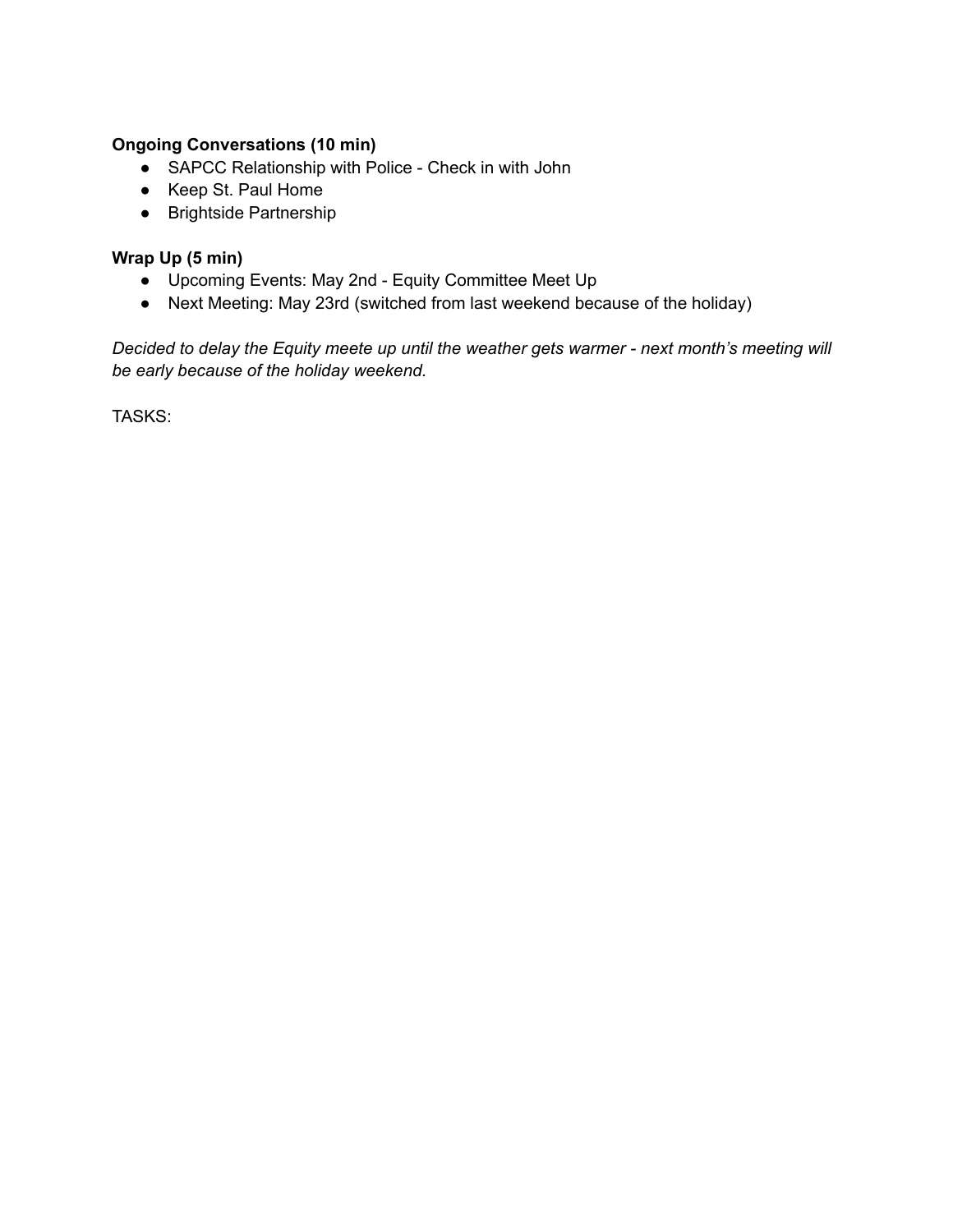**Ongoing Conversations (10 min)**

- SAPCC Relationship with Police - Check in with John
- Keep St. Paul Home
- Brightside Partnership

**Wrap Up (5 min)**

- Upcoming Events: May 2nd - Equity Committee Meet Up
- Next Meeting: May 23rd (switched from last weekend because of the holiday)

*Decided to delay the Equity meete up until the weather gets warmer - next month's meeting will be early because of the holiday weekend.*

TASKS: